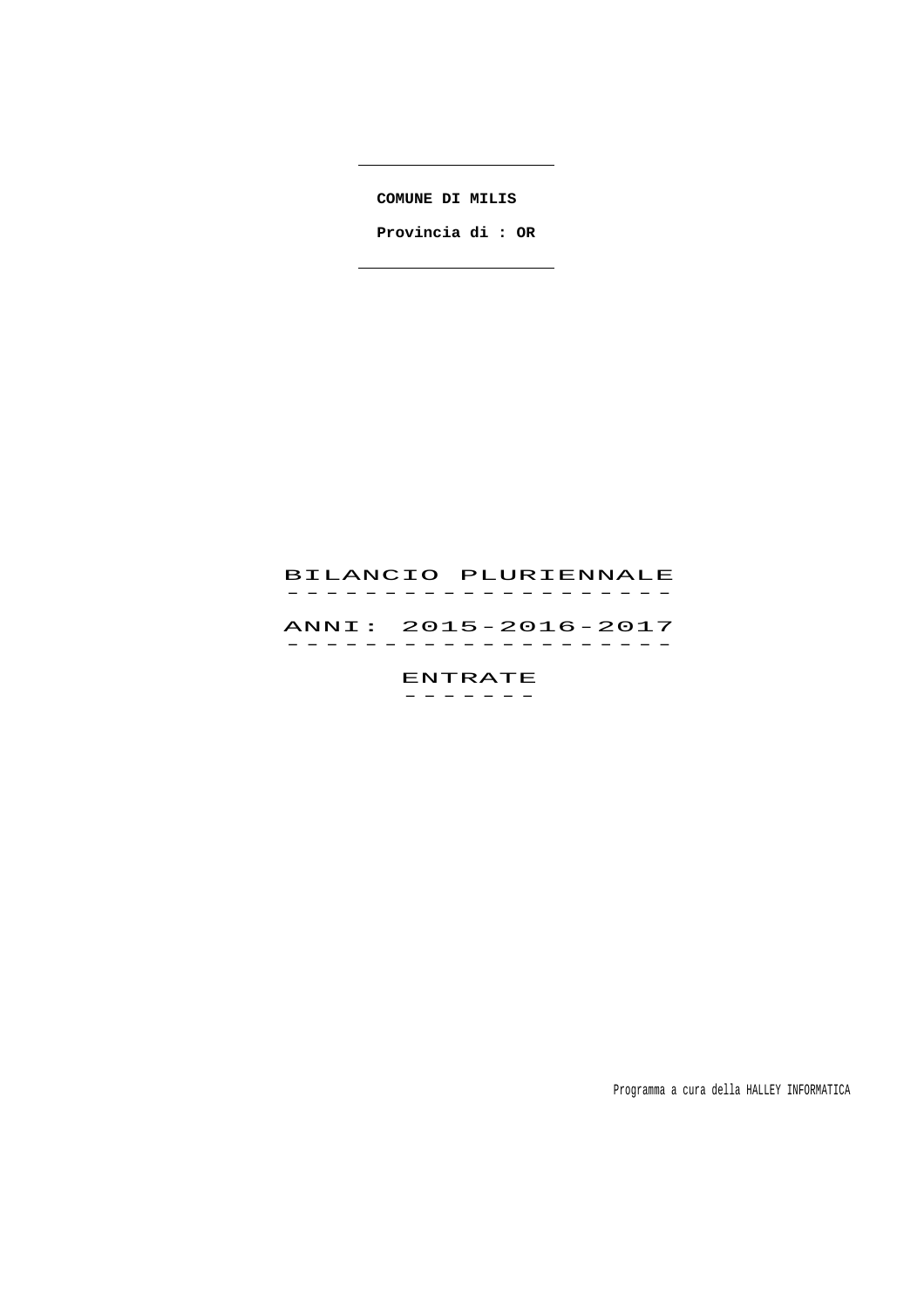**COMUNE DI MILIS**

**Provincia di : OR**

# BILANCIO PLURIENNALE

## ANNI: 2015-2016-2017

## ENTRATE

Programma a cura della HALLEY INFORMATICA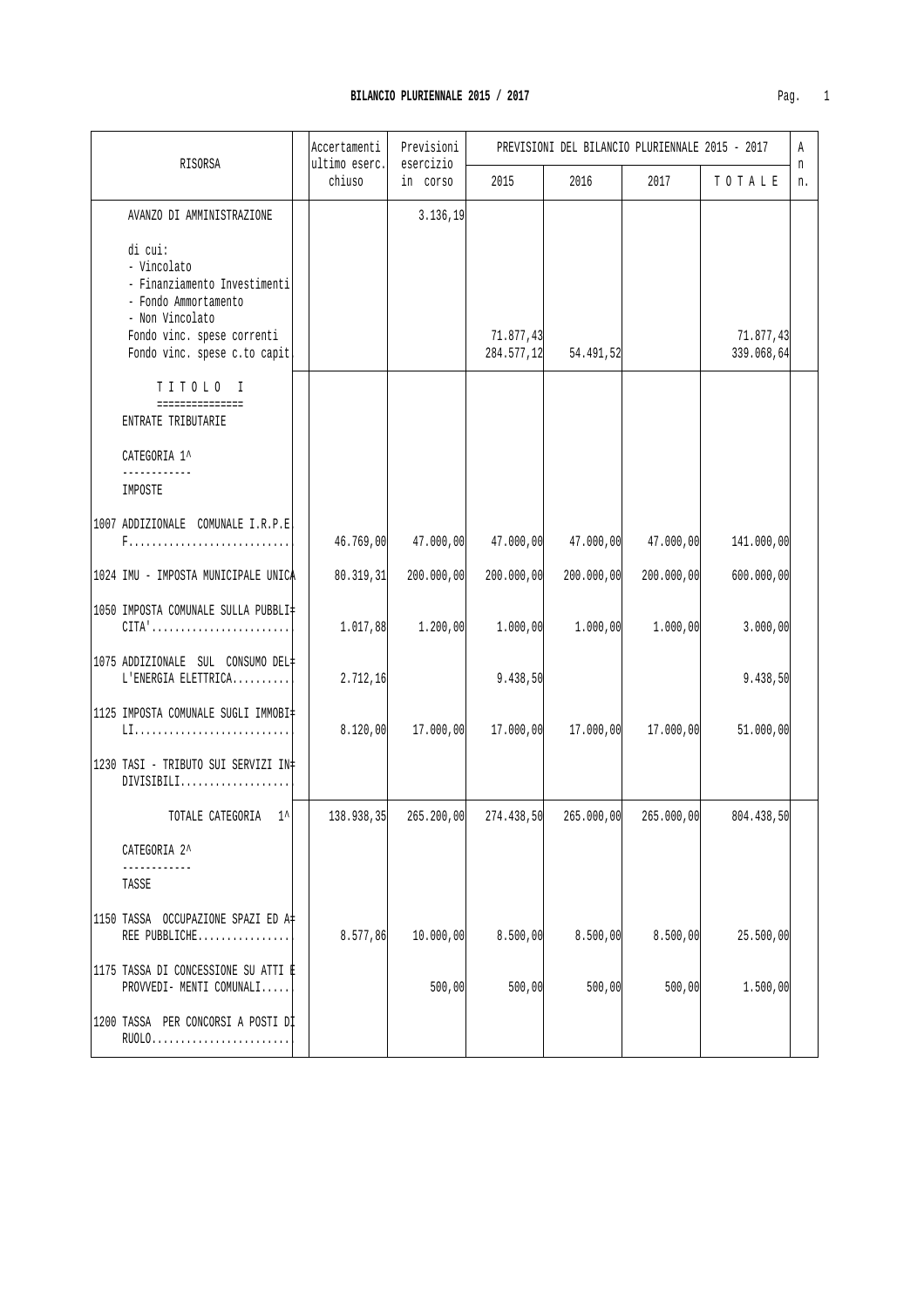**BILANCIO PLURIENNALE 2015 / 2017**

| RISORSA | Accertamenti ultimo eserc. chiuso | Previsioni esercizio in corso | PREVISIONI DEL BILANCIO PLURIENNALE 2015 - 2017 | | | | Ann. |
|---|---|---|---|---|---|---|---|
| | | | 2015 | 2016 | 2017 | T O T A L E | |
| AVANZO DI AMMINISTRAZIONE | | 3.136,19 | | | | | |
| di cui: | | | | | | | |
| - Vincolato | | | | | | | |
| - Finanziamento Investimenti | | | | | | | |
| - Fondo Ammortamento | | | | | | | |
| - Non Vincolato | | | | | | | |
| Fondo vinc. spese correnti | | | 71.877,43 | | | 71.877,43 | |
| Fondo vinc. spese c.to capit. | | | 284.577,12 | 54.491,52 | | 339.068,64 | |
| T I T O L O I | | | | | | | |
| ENTRATE TRIBUTARIE | | | | | | | |
| CATEGORIA 1^ | | | | | | | |
| IMPOSTE | | | | | | | |
| 1007 ADDIZIONALE COMUNALE I.R.P.E.F. | 46.769,00 | 47.000,00 | 47.000,00 | 47.000,00 | 47.000,00 | 141.000,00 | |
| 1024 IMU - IMPOSTA MUNICIPALE UNICA | 80.319,31 | 200.000,00 | 200.000,00 | 200.000,00 | 200.000,00 | 600.000,00 | |
| 1050 IMPOSTA COMUNALE SULLA PUBBLICITA' | 1.017,88 | 1.200,00 | 1.000,00 | 1.000,00 | 1.000,00 | 3.000,00 | |
| 1075 ADDIZIONALE SUL CONSUMO DELL'ENERGIA ELETTRICA | 2.712,16 | | 9.438,50 | | | 9.438,50 | |
| 1125 IMPOSTA COMUNALE SUGLI IMMOBILI | 8.120,00 | 17.000,00 | 17.000,00 | 17.000,00 | 17.000,00 | 51.000,00 | |
| 1230 TASI - TRIBUTO SUI SERVIZI INDIVISIBILI | | | | | | | |
| TOTALE CATEGORIA 1^ | 138.938,35 | 265.200,00 | 274.438,50 | 265.000,00 | 265.000,00 | 804.438,50 | |
| CATEGORIA 2^ | | | | | | | |
| TASSE | | | | | | | |
| 1150 TASSA OCCUPAZIONE SPAZI ED AREE PUBBLICHE | 8.577,86 | 10.000,00 | 8.500,00 | 8.500,00 | 8.500,00 | 25.500,00 | |
| 1175 TASSA DI CONCESSIONE SU ATTI E PROVVEDI- MENTI COMUNALI | | 500,00 | 500,00 | 500,00 | 500,00 | 1.500,00 | |
| 1200 TASSA PER CONCORSI A POSTI DI RUOLO | | | | | | | |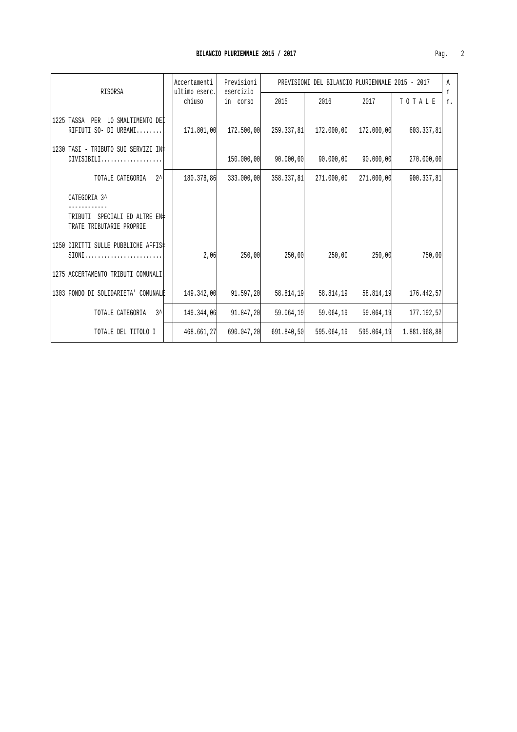## BILANCIO PLURIENNALE 2015 / 2017

| RISORSA | Accertamenti ultimo eserc. chiuso | Previsioni esercizio in corso | PREVISIONI DEL BILANCIO PLURIENNALE 2015 - 2017 | | | | A n n. |
|---|---|---|---|---|---|---|---|
| | | | 2015 | 2016 | 2017 | T O T A L E | |
| 1225 TASSA PER LO SMALTIMENTO DEI RIFIUTI SO- DI URBANI........ | 171.801,00 | 172.500,00 | 259.337,81 | 172.000,00 | 172.000,00 | 603.337,81 | |
| 1230 TASI - TRIBUTO SUI SERVIZI IN= DIVISIBILI................... | | 150.000,00 | 90.000,00 | 90.000,00 | 90.000,00 | 270.000,00 | |
| TOTALE CATEGORIA 2^ | 180.378,86 | 333.000,00 | 358.337,81 | 271.000,00 | 271.000,00 | 900.337,81 | |
| CATEGORIA 3^ ------------ TRIBUTI SPECIALI ED ALTRE EN= TRATE TRIBUTARIE PROPRIE | | | | | | | |
| 1250 DIRITTI SULLE PUBBLICHE AFFIS= SIONI........................ | 2,06 | 250,00 | 250,00 | 250,00 | 250,00 | 750,00 | |
| 1275 ACCERTAMENTO TRIBUTI COMUNALI | | | | | | | |
| 1303 FONDO DI SOLIDARIETA' COMUNALE | 149.342,00 | 91.597,20 | 58.814,19 | 58.814,19 | 58.814,19 | 176.442,57 | |
| TOTALE CATEGORIA 3^ | 149.344,06 | 91.847,20 | 59.064,19 | 59.064,19 | 59.064,19 | 177.192,57 | |
| TOTALE DEL TITOLO I | 468.661,27 | 690.047,20 | 691.840,50 | 595.064,19 | 595.064,19 | 1.881.968,88 | |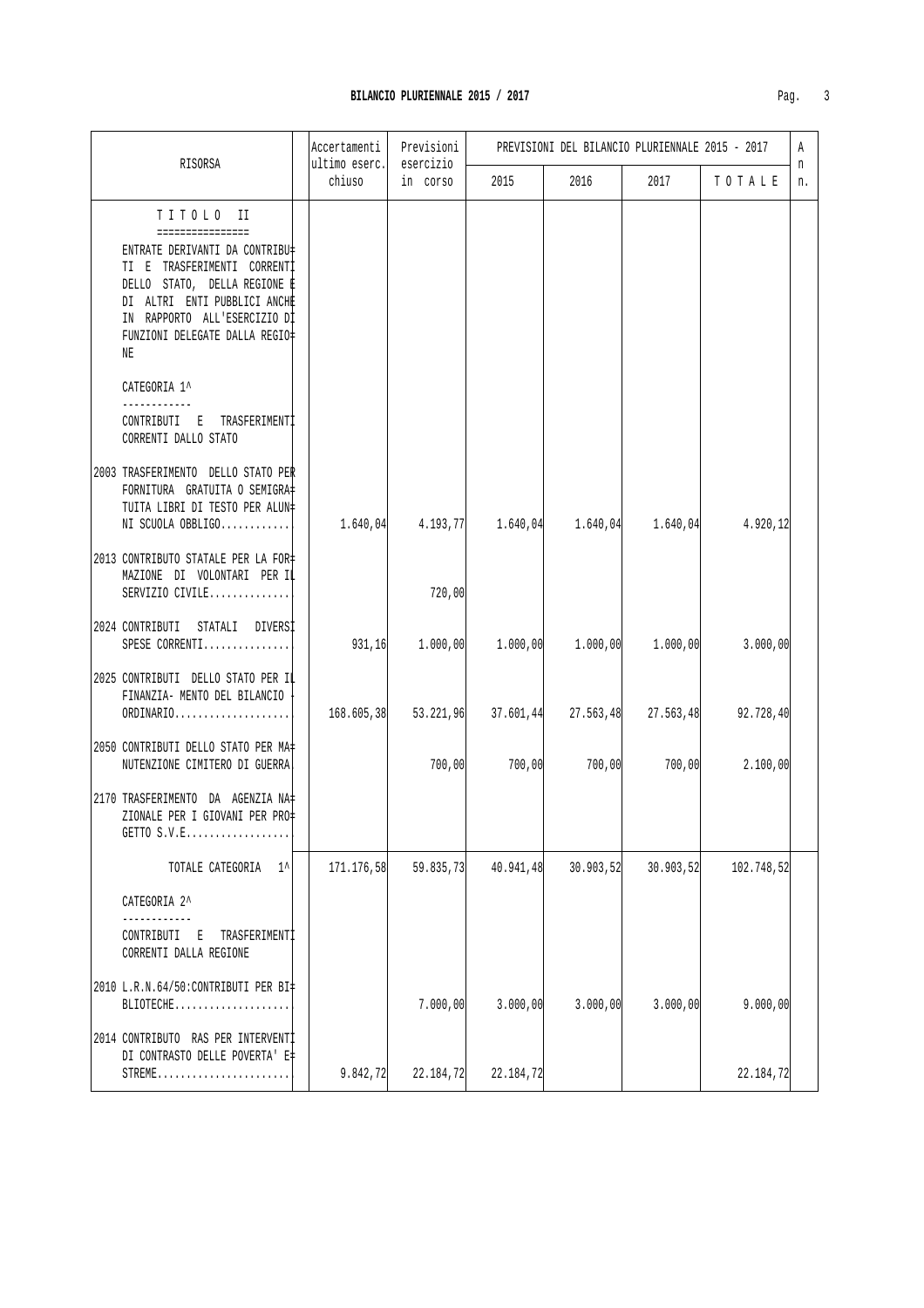## BILANCIO PLURIENNALE 2015 / 2017

| RISORSA | Accertamenti ultimo eserc. chiuso | Previsioni esercizio in corso | PREVISIONI DEL BILANCIO PLURIENNALE 2015 - 2017 | | | | A n n. |
|---|---|---|---|---|---|---|---|
| | | | 2015 | 2016 | 2017 | T O T A L E | |
| **T I T O L O II** | | | | | | | |
| ENTRATE DERIVANTI DA CONTRIBUTI E TRASFERIMENTI CORRENTI DELLO STATO, DELLA REGIONE E DI ALTRI ENTI PUBBLICI ANCHE IN RAPPORTO ALL'ESERCIZIO DI FUNZIONI DELEGATE DALLA REGIONE | | | | | | | |
| CATEGORIA 1^ | | | | | | | |
| CONTRIBUTI E TRASFERIMENTI CORRENTI DALLO STATO | | | | | | | |
| 2003 TRASFERIMENTO DELLO STATO PER FORNITURA GRATUITA O SEMIGRATUITA LIBRI DI TESTO PER ALUNNI SCUOLA OBBLIGO............ | 1.640,04 | 4.193,77 | 1.640,04 | 1.640,04 | 1.640,04 | 4.920,12 | |
| 2013 CONTRIBUTO STATALE PER LA FORMAZIONE DI VOLONTARI PER IL SERVIZIO CIVILE.............. | | 720,00 | | | | | |
| 2024 CONTRIBUTI STATALI DIVERSI SPESE CORRENTI............... | 931,16 | 1.000,00 | 1.000,00 | 1.000,00 | 1.000,00 | 3.000,00 | |
| 2025 CONTRIBUTI DELLO STATO PER IL FINANZIA- MENTO DEL BILANCIO ORDINARIO.................... | 168.605,38 | 53.221,96 | 37.601,44 | 27.563,48 | 27.563,48 | 92.728,40 | |
| 2050 CONTRIBUTI DELLO STATO PER MANUTENZIONE CIMITERO DI GUERRA | | 700,00 | 700,00 | 700,00 | 700,00 | 2.100,00 | |
| 2170 TRASFERIMENTO DA AGENZIA NAZIONALE PER I GIOVANI PER PROGETTO S.V.E.................. | | | | | | | |
| TOTALE CATEGORIA 1^ | 171.176,58 | 59.835,73 | 40.941,48 | 30.903,52 | 30.903,52 | 102.748,52 | |
| CATEGORIA 2^ | | | | | | | |
| CONTRIBUTI E TRASFERIMENTI CORRENTI DALLA REGIONE | | | | | | | |
| 2010 L.R.N.64/50:CONTRIBUTI PER BIBLIOTECHE.................... | | 7.000,00 | 3.000,00 | 3.000,00 | 3.000,00 | 9.000,00 | |
| 2014 CONTRIBUTO RAS PER INTERVENTI DI CONTRASTO DELLE POVERTA' ESTREME....................... | 9.842,72 | 22.184,72 | 22.184,72 | | | 22.184,72 | |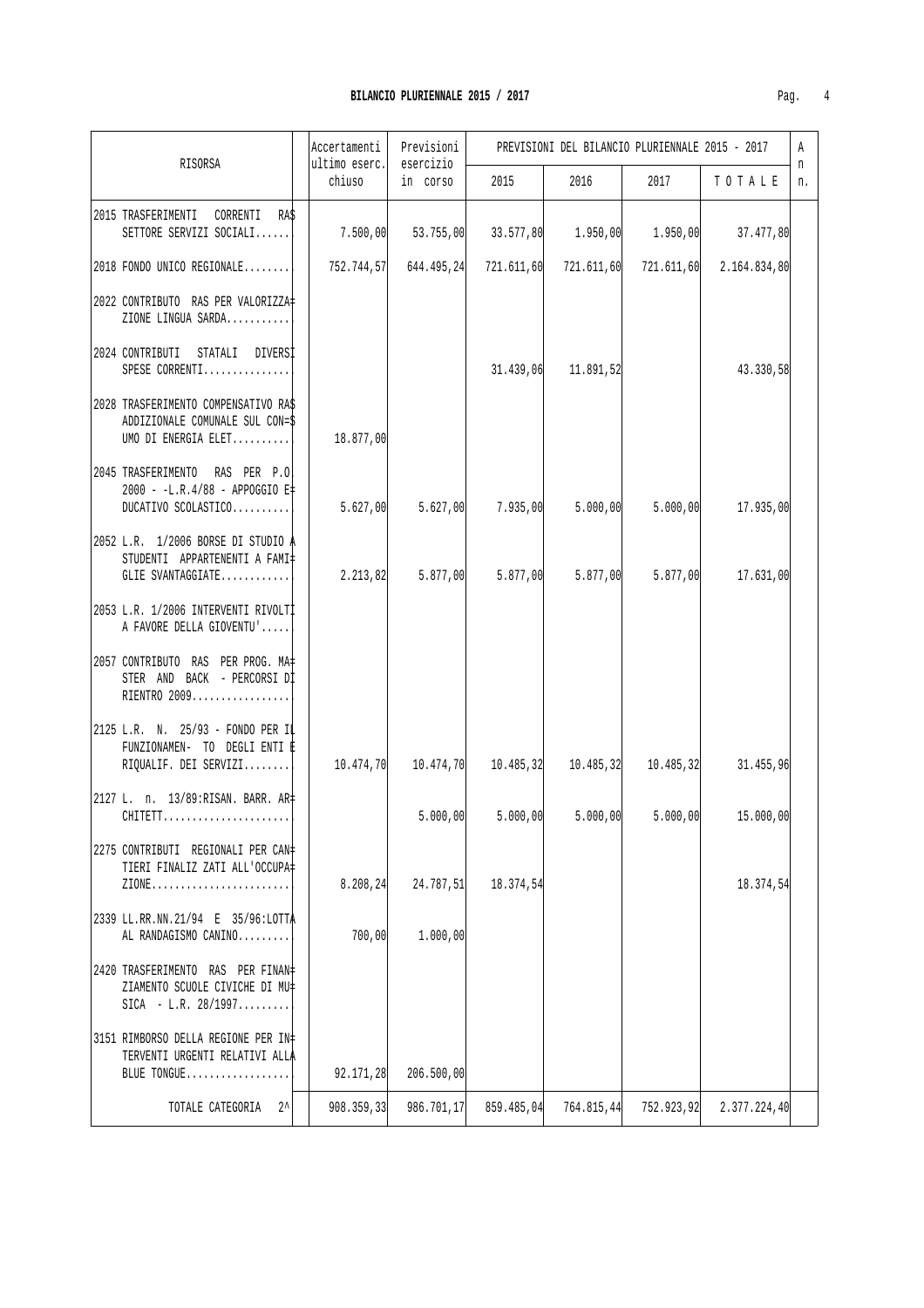# BILANCIO PLURIENNALE 2015 / 2017

| RISORSA | Accertamenti ultimo eserc. chiuso | Previsioni esercizio in corso | PREVISIONI DEL BILANCIO PLURIENNALE 2015 - 2017 | | | | A n n. |
|---|---|---|---|---|---|---|---|
| | | | 2015 | 2016 | 2017 | T O T A L E | |
| 2015 TRASFERIMENTI CORRENTI RAS SETTORE SERVIZI SOCIALI...... | 7.500,00 | 53.755,00 | 33.577,80 | 1.950,00 | 1.950,00 | 37.477,80 | |
| 2018 FONDO UNICO REGIONALE........ | 752.744,57 | 644.495,24 | 721.611,60 | 721.611,60 | 721.611,60 | 2.164.834,80 | |
| 2022 CONTRIBUTO RAS PER VALORIZZAZIONE LINGUA SARDA........... | | | | | | | |
| 2024 CONTRIBUTI STATALI DIVERSI SPESE CORRENTI............... | | | 31.439,06 | 11.891,52 | | 43.330,58 | |
| 2028 TRASFERIMENTO COMPENSATIVO RAS ADDIZIONALE COMUNALE SUL CONSUMO DI ENERGIA ELET.......... | 18.877,00 | | | | | | |
| 2045 TRASFERIMENTO RAS PER P.O. 2000 - -L.R.4/88 - APPOGGIO EDUCATIVO SCOLASTICO.......... | 5.627,00 | 5.627,00 | 7.935,00 | 5.000,00 | 5.000,00 | 17.935,00 | |
| 2052 L.R. 1/2006 BORSE DI STUDIO A STUDENTI APPARTENENTI A FAMIGLIE SVANTAGGIATE............ | 2.213,82 | 5.877,00 | 5.877,00 | 5.877,00 | 5.877,00 | 17.631,00 | |
| 2053 L.R. 1/2006 INTERVENTI RIVOLTI A FAVORE DELLA GIOVENTU'..... | | | | | | | |
| 2057 CONTRIBUTO RAS PER PROG. MASTER AND BACK - PERCORSI DI RIENTRO 2009................. | | | | | | | |
| 2125 L.R. N. 25/93 - FONDO PER IL FUNZIONAMEN- TO DEGLI ENTI E RIQUALIF. DEI SERVIZI........ | 10.474,70 | 10.474,70 | 10.485,32 | 10.485,32 | 10.485,32 | 31.455,96 | |
| 2127 L. n. 13/89:RISAN. BARR. ARCHITETT...................... | | 5.000,00 | 5.000,00 | 5.000,00 | 5.000,00 | 15.000,00 | |
| 2275 CONTRIBUTI REGIONALI PER CANTIERI FINALIZ ZATI ALL'OCCUPAZIONE........................ | 8.208,24 | 24.787,51 | 18.374,54 | | | 18.374,54 | |
| 2339 LL.RR.NN.21/94 E 35/96:LOTTA AL RANDAGISMO CANINO......... | 700,00 | 1.000,00 | | | | | |
| 2420 TRASFERIMENTO RAS PER FINANZIAMENTO SCUOLE CIVICHE DI MUSICA - L.R. 28/1997......... | | | | | | | |
| 3151 RIMBORSO DELLA REGIONE PER INTERVENTI URGENTI RELATIVI ALLA BLUE TONGUE.................. | 92.171,28 | 206.500,00 | | | | | |
| TOTALE CATEGORIA 2^ | 908.359,33 | 986.701,17 | 859.485,04 | 764.815,44 | 752.923,92 | 2.377.224,40 | |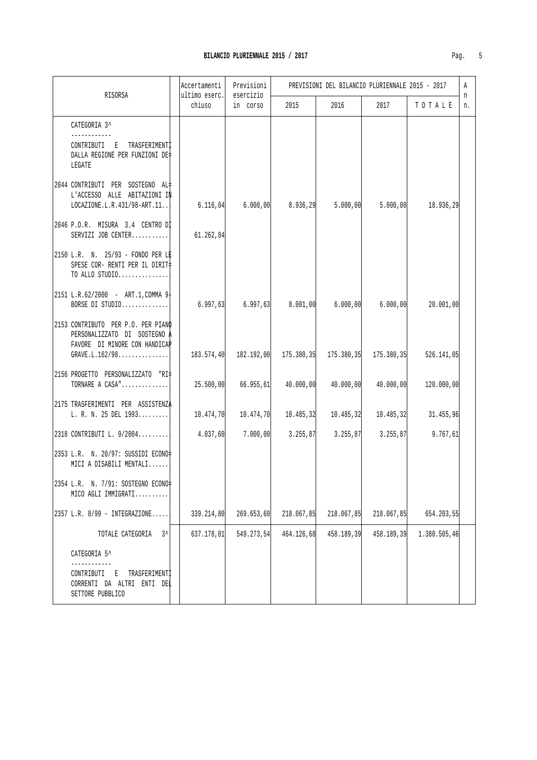## BILANCIO PLURIENNALE 2015 / 2017

| RISORSA | Accertamenti ultimo eserc. chiuso | Previsioni esercizio in corso | PREVISIONI DEL BILANCIO PLURIENNALE 2015 - 2017 | | | | An n. |
|---|---|---|---|---|---|---|---|
| | | | 2015 | 2016 | 2017 | T O T A L E | |
| CATEGORIA 3^<br>------------<br>CONTRIBUTI E TRASFERIMENTI DALLA REGIONE PER FUNZIONI DELEGATE | | | | | | | |
| 2044 CONTRIBUTI PER SOSTEGNO ALL'ACCESSO ALLE ABITAZIONI IN LOCAZIONE.L.R.431/98-ART.11.. | 6.116,04 | 6.000,00 | 8.936,29 | 5.000,00 | 5.000,00 | 18.936,29 | |
| 2046 P.O.R. MISURA 3.4 CENTRO DI SERVIZI JOB CENTER........... | 61.262,84 | | | | | | |
| 2150 L.R. N. 25/93 - FONDO PER LE SPESE COR- RENTI PER IL DIRITTO ALLO STUDIO............... | | | | | | | |
| 2151 L.R.62/2000 - ART.1,COMMA 9-BORSE DI STUDIO.............. | 6.997,63 | 6.997,63 | 8.001,00 | 6.000,00 | 6.000,00 | 20.001,00 | |
| 2153 CONTRIBUTO PER P.O. PER PIANO PERSONALIZZATO DI SOSTEGNO A FAVORE DI MINORE CON HANDICAP GRAVE.L.162/98............... | 183.574,40 | 182.192,00 | 175.380,35 | 175.380,35 | 175.380,35 | 526.141,05 | |
| 2156 PROGETTO PERSONALIZZATO "RITORNARE A CASA".............. | 25.500,00 | 66.955,61 | 40.000,00 | 40.000,00 | 40.000,00 | 120.000,00 | |
| 2175 TRASFERIMENTI PER ASSISTENZA L. R. N. 25 DEL 1993......... | 10.474,70 | 10.474,70 | 10.485,32 | 10.485,32 | 10.485,32 | 31.455,96 | |
| 2318 CONTRIBUTI L. 9/2004......... | 4.037,60 | 7.000,00 | 3.255,87 | 3.255,87 | 3.255,87 | 9.767,61 | |
| 2353 L.R. N. 20/97: SUSSIDI ECONOMICI A DISABILI MENTALI...... | | | | | | | |
| 2354 L.R. N. 7/91: SOSTEGNO ECONOMICO AGLI IMMIGRATI.......... | | | | | | | |
| 2357 L.R. 8/99 - INTEGRAZIONE..... | 339.214,80 | 269.653,60 | 218.067,85 | 218.067,85 | 218.067,85 | 654.203,55 | |
| TOTALE CATEGORIA 3^ | 637.178,01 | 549.273,54 | 464.126,68 | 458.189,39 | 458.189,39 | 1.380.505,46 | |
| CATEGORIA 5^<br>------------<br>CONTRIBUTI E TRASFERIMENTI CORRENTI DA ALTRI ENTI DEL SETTORE PUBBLICO | | | | | | | |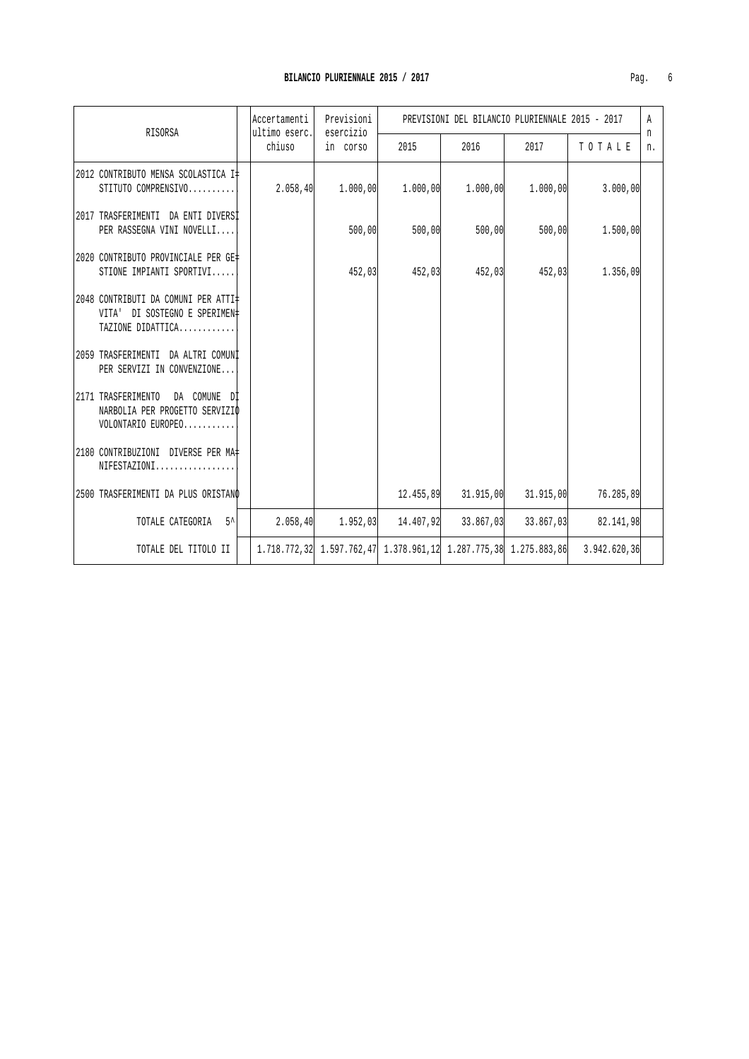## BILANCIO PLURIENNALE 2015 / 2017

| RISORSA | Accertamenti ultimo eserc. chiuso | Previsioni esercizio in corso | PREVISIONI DEL BILANCIO PLURIENNALE 2015 - 2017 | | | | An n. |
|---|---|---|---|---|---|---|---|
| | | | 2015 | 2016 | 2017 | TOTALE | |
| 2012 CONTRIBUTO MENSA SCOLASTICA ISTITUTO COMPRENSIVO.......... | 2.058,40 | 1.000,00 | 1.000,00 | 1.000,00 | 1.000,00 | 3.000,00 | |
| 2017 TRASFERIMENTI DA ENTI DIVERSI PER RASSEGNA VINI NOVELLI.... | | 500,00 | 500,00 | 500,00 | 500,00 | 1.500,00 | |
| 2020 CONTRIBUTO PROVINCIALE PER GESTIONE IMPIANTI SPORTIVI...... | | 452,03 | 452,03 | 452,03 | 452,03 | 1.356,09 | |
| 2048 CONTRIBUTI DA COMUNI PER ATTIVITA' DI SOSTEGNO E SPERIMENTAZIONE DIDATTICA............ | | | | | | | |
| 2059 TRASFERIMENTI DA ALTRI COMUNI PER SERVIZI IN CONVENZIONE.... | | | | | | | |
| 2171 TRASFERIMENTO DA COMUNE DI NARBOLIA PER PROGETTO SERVIZIO VOLONTARIO EUROPEO........... | | | | | | | |
| 2180 CONTRIBUZIONI DIVERSE PER MANIFESTAZIONI................. | | | | | | | |
| 2500 TRASFERIMENTI DA PLUS ORISTANO | | | 12.455,89 | 31.915,00 | 31.915,00 | 76.285,89 | |
| TOTALE CATEGORIA 5^ | 2.058,40 | 1.952,03 | 14.407,92 | 33.867,03 | 33.867,03 | 82.141,98 | |
| TOTALE DEL TITOLO II | 1.718.772,32 | 1.597.762,47 | 1.378.961,12 | 1.287.775,38 | 1.275.883,86 | 3.942.620,36 | |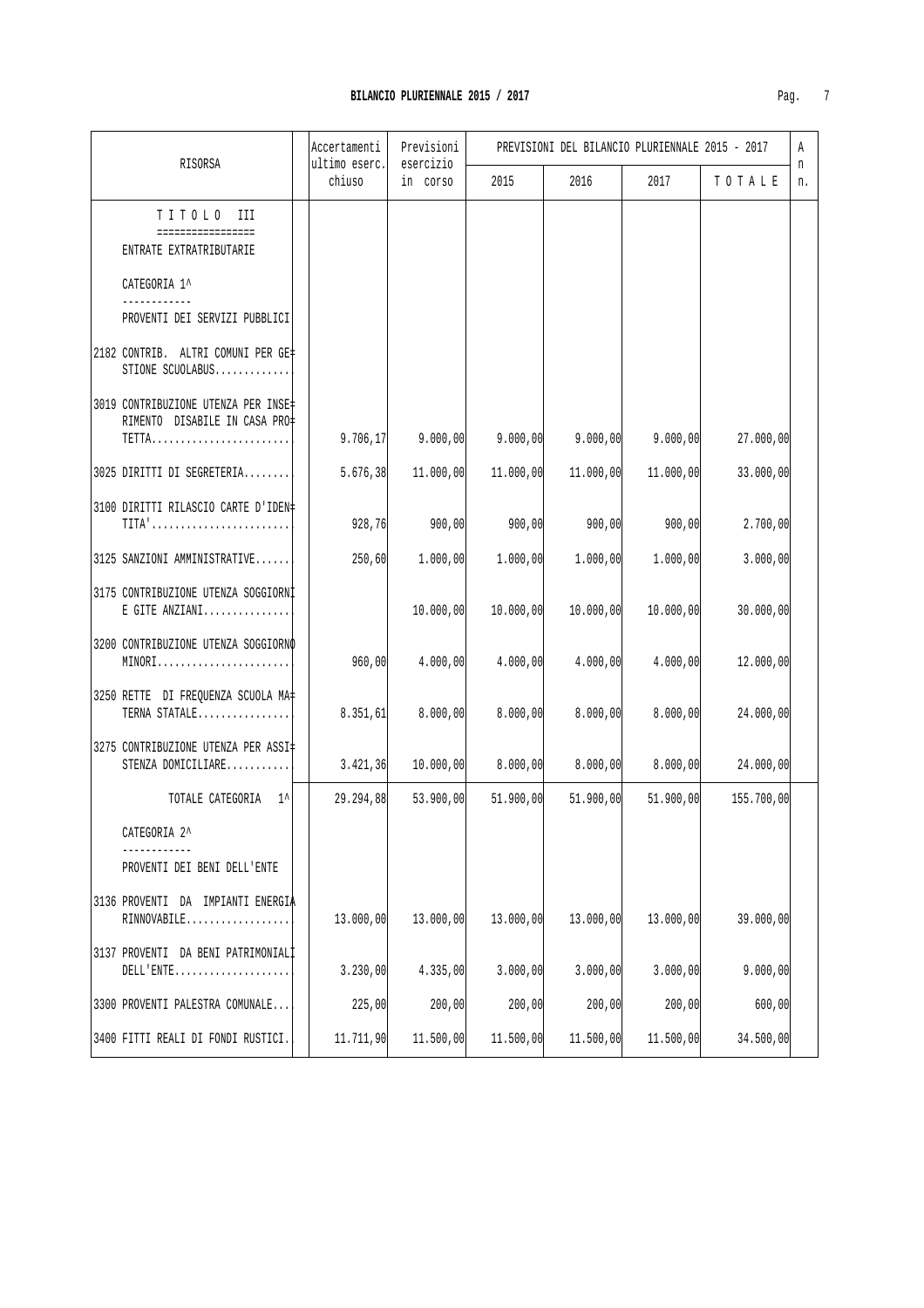**BILANCIO PLURIENNALE 2015 / 2017**

| RISORSA | Accertamenti ultimo eserc. chiuso | Previsioni esercizio in corso | PREVISIONI DEL BILANCIO PLURIENNALE 2015 - 2017 | | | | An n. |
|---|---|---|---|---|---|---|---|
| | | | 2015 | 2016 | 2017 | T O T A L E | |
| T I T O L O III<br>=================<br>ENTRATE EXTRATRIBUTARIE | | | | | | | |
| CATEGORIA 1^<br>------------<br>PROVENTI DEI SERVIZI PUBBLICI | | | | | | | |
| 2182 CONTRIB. ALTRI COMUNI PER GESTIONE SCUOLABUS............. | | | | | | | |
| 3019 CONTRIBUZIONE UTENZA PER INSERIMENTO DISABILE IN CASA PROTETTA........................ | 9.706,17 | 9.000,00 | 9.000,00 | 9.000,00 | 9.000,00 | 27.000,00 | |
| 3025 DIRITTI DI SEGRETERIA........ | 5.676,38 | 11.000,00 | 11.000,00 | 11.000,00 | 11.000,00 | 33.000,00 | |
| 3100 DIRITTI RILASCIO CARTE D'IDENTITA'........................ | 928,76 | 900,00 | 900,00 | 900,00 | 900,00 | 2.700,00 | |
| 3125 SANZIONI AMMINISTRATIVE...... | 250,60 | 1.000,00 | 1.000,00 | 1.000,00 | 1.000,00 | 3.000,00 | |
| 3175 CONTRIBUZIONE UTENZA SOGGIORNI E GITE ANZIANI............... | | 10.000,00 | 10.000,00 | 10.000,00 | 10.000,00 | 30.000,00 | |
| 3200 CONTRIBUZIONE UTENZA SOGGIORNO MINORI....................... | 960,00 | 4.000,00 | 4.000,00 | 4.000,00 | 4.000,00 | 12.000,00 | |
| 3250 RETTE DI FREQUENZA SCUOLA MATERNA STATALE................ | 8.351,61 | 8.000,00 | 8.000,00 | 8.000,00 | 8.000,00 | 24.000,00 | |
| 3275 CONTRIBUZIONE UTENZA PER ASSISTENZA DOMICILIARE........... | 3.421,36 | 10.000,00 | 8.000,00 | 8.000,00 | 8.000,00 | 24.000,00 | |
| TOTALE CATEGORIA 1^ | 29.294,88 | 53.900,00 | 51.900,00 | 51.900,00 | 51.900,00 | 155.700,00 | |
| CATEGORIA 2^<br>------------<br>PROVENTI DEI BENI DELL'ENTE | | | | | | | |
| 3136 PROVENTI DA IMPIANTI ENERGIA RINNOVABILE.................. | 13.000,00 | 13.000,00 | 13.000,00 | 13.000,00 | 13.000,00 | 39.000,00 | |
| 3137 PROVENTI DA BENI PATRIMONIALI DELL'ENTE.................... | 3.230,00 | 4.335,00 | 3.000,00 | 3.000,00 | 3.000,00 | 9.000,00 | |
| 3300 PROVENTI PALESTRA COMUNALE.... | 225,00 | 200,00 | 200,00 | 200,00 | 200,00 | 600,00 | |
| 3400 FITTI REALI DI FONDI RUSTICI.. | 11.711,90 | 11.500,00 | 11.500,00 | 11.500,00 | 11.500,00 | 34.500,00 | |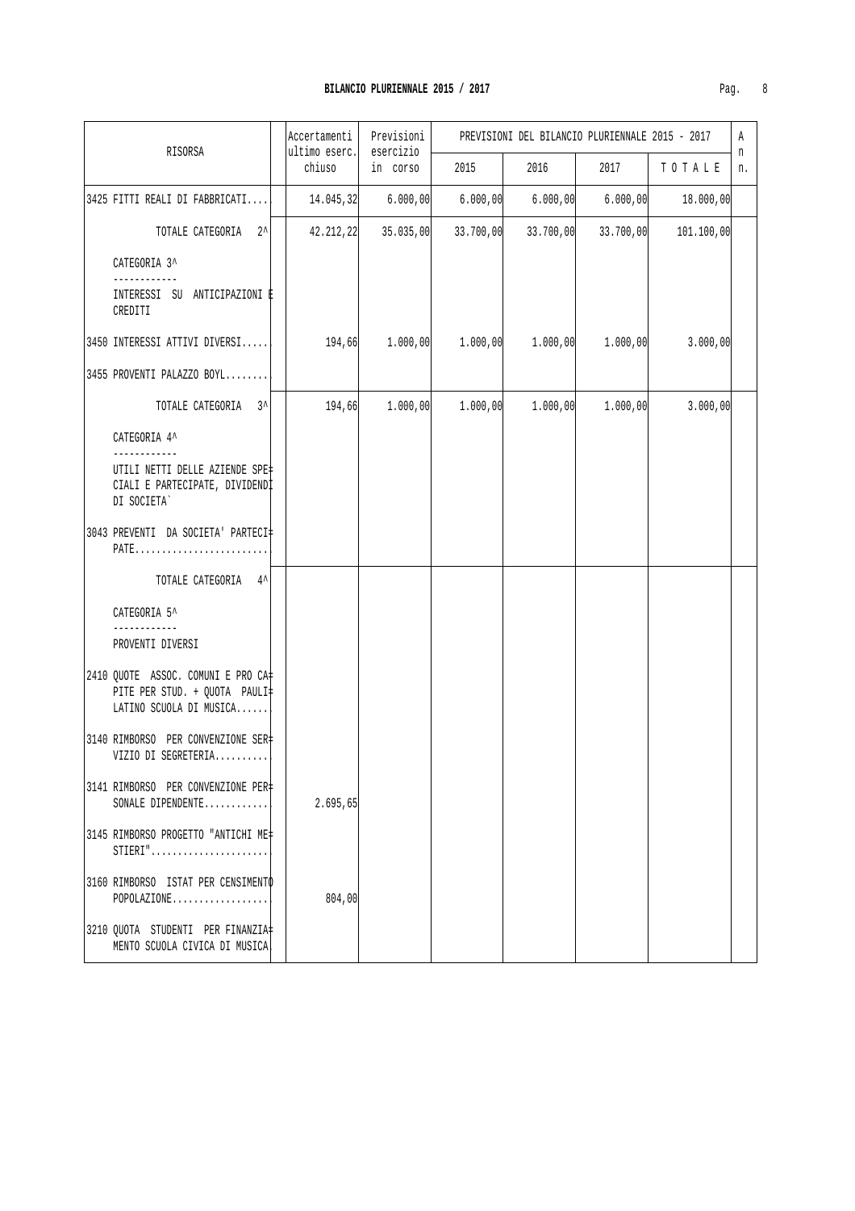## BILANCIO PLURIENNALE 2015 / 2017

| RISORSA | Accertamenti ultimo eserc. chiuso | Previsioni esercizio in corso | PREVISIONI DEL BILANCIO PLURIENNALE 2015 - 2017 | | | | An n. |
|---|---|---|---|---|---|---|---|
| | | | 2015 | 2016 | 2017 | T O T A L E | |
| 3425 FITTI REALI DI FABBRICATI.... | 14.045,32 | 6.000,00 | 6.000,00 | 6.000,00 | 6.000,00 | 18.000,00 | |
| TOTALE CATEGORIA 2^ | 42.212,22 | 35.035,00 | 33.700,00 | 33.700,00 | 33.700,00 | 101.100,00 | |
| CATEGORIA 3^ ------------ INTERESSI SU ANTICIPAZIONI E CREDITI | | | | | | | |
| 3450 INTERESSI ATTIVI DIVERSI..... | 194,66 | 1.000,00 | 1.000,00 | 1.000,00 | 1.000,00 | 3.000,00 | |
| 3455 PROVENTI PALAZZO BOYL........ | | | | | | | |
| TOTALE CATEGORIA 3^ | 194,66 | 1.000,00 | 1.000,00 | 1.000,00 | 1.000,00 | 3.000,00 | |
| CATEGORIA 4^ ------------ UTILI NETTI DELLE AZIENDE SPECIALI E PARTECIPATE, DIVIDENDI DI SOCIETA` | | | | | | | |
| 3043 PREVENTI DA SOCIETA' PARTECIPATE......................... | | | | | | | |
| TOTALE CATEGORIA 4^ | | | | | | | |
| CATEGORIA 5^ ------------ PROVENTI DIVERSI | | | | | | | |
| 2410 QUOTE ASSOC. COMUNI E PRO CAPITE PER STUD. + QUOTA PAULILATINO SCUOLA DI MUSICA...... | | | | | | | |
| 3140 RIMBORSO PER CONVENZIONE SERVIZIO DI SEGRETERIA.......... | | | | | | | |
| 3141 RIMBORSO PER CONVENZIONE PERSONALE DIPENDENTE............ | 2.695,65 | | | | | | |
| 3145 RIMBORSO PROGETTO "ANTICHI MESTIERI"...................... | | | | | | | |
| 3160 RIMBORSO ISTAT PER CENSIMENTO POPOLAZIONE.................. | 804,00 | | | | | | |
| 3210 QUOTA STUDENTI PER FINANZIAMENTO SCUOLA CIVICA DI MUSICA | | | | | | | |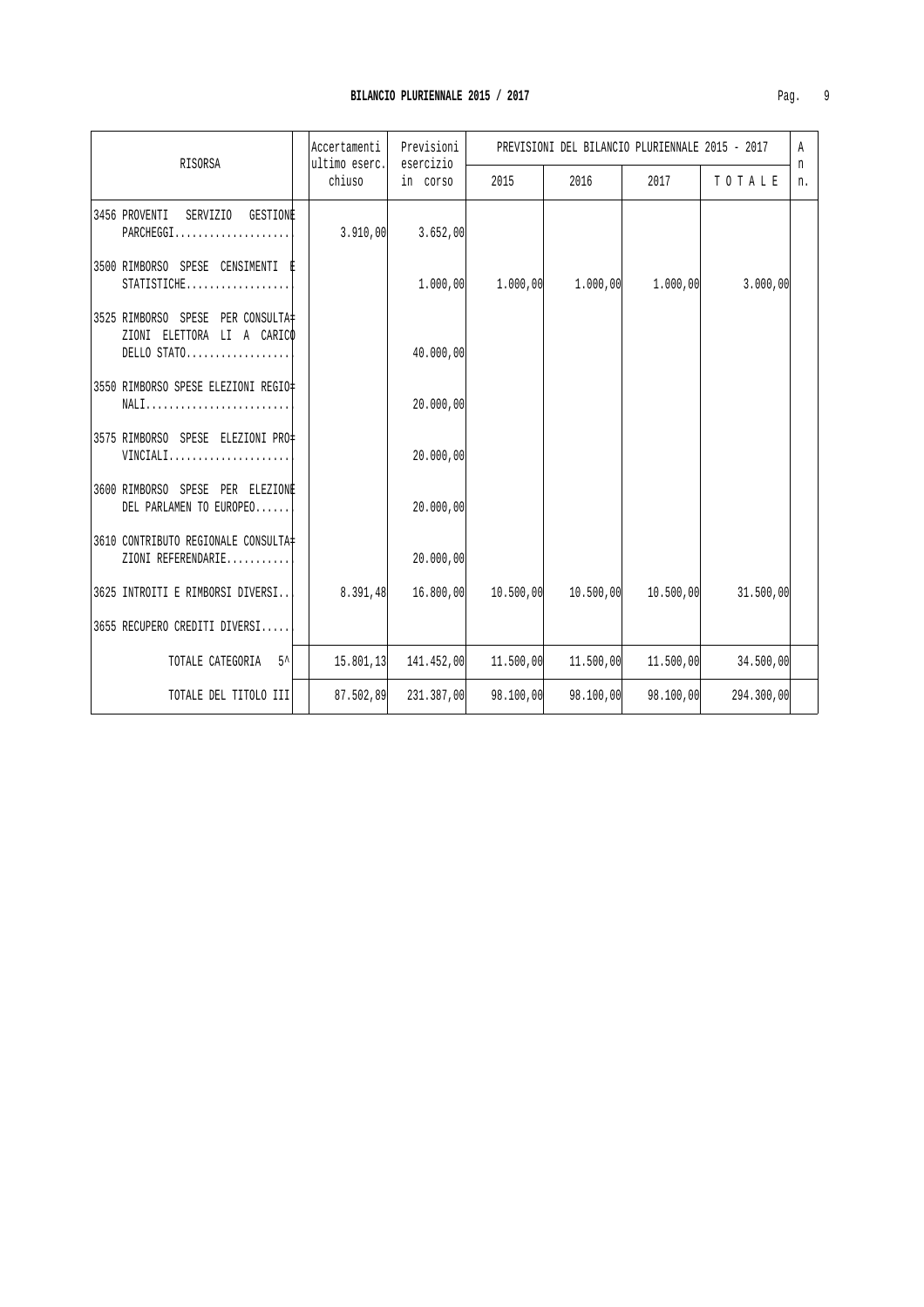## BILANCIO PLURIENNALE 2015 / 2017

| RISORSA | Accertamenti ultimo eserc. chiuso | Previsioni esercizio in corso | PREVISIONI DEL BILANCIO PLURIENNALE 2015 - 2017 | | | | A n n. |
|---|---|---|---|---|---|---|---|
| | | | 2015 | 2016 | 2017 | T O T A L E | |
| 3456 PROVENTI SERVIZIO GESTIONE PARCHEGGI.................... | 3.910,00 | 3.652,00 | | | | | |
| 3500 RIMBORSO SPESE CENSIMENTI E STATISTICHE.................. | | 1.000,00 | 1.000,00 | 1.000,00 | 1.000,00 | 3.000,00 | |
| 3525 RIMBORSO SPESE PER CONSULTA= ZIONI ELETTORA LI A CARICO DELLO STATO.................. | | 40.000,00 | | | | | |
| 3550 RIMBORSO SPESE ELEZIONI REGIO= NALI......................... | | 20.000,00 | | | | | |
| 3575 RIMBORSO SPESE ELEZIONI PRO= VINCIALI..................... | | 20.000,00 | | | | | |
| 3600 RIMBORSO SPESE PER ELEZIONE DEL PARLAMEN TO EUROPEO...... | | 20.000,00 | | | | | |
| 3610 CONTRIBUTO REGIONALE CONSULTA= ZIONI REFERENDARIE........... | | 20.000,00 | | | | | |
| 3625 INTROITI E RIMBORSI DIVERSI.. | 8.391,48 | 16.800,00 | 10.500,00 | 10.500,00 | 10.500,00 | 31.500,00 | |
| 3655 RECUPERO CREDITI DIVERSI..... | | | | | | | |
| TOTALE CATEGORIA 5^ | 15.801,13 | 141.452,00 | 11.500,00 | 11.500,00 | 11.500,00 | 34.500,00 | |
| TOTALE DEL TITOLO III | 87.502,89 | 231.387,00 | 98.100,00 | 98.100,00 | 98.100,00 | 294.300,00 | |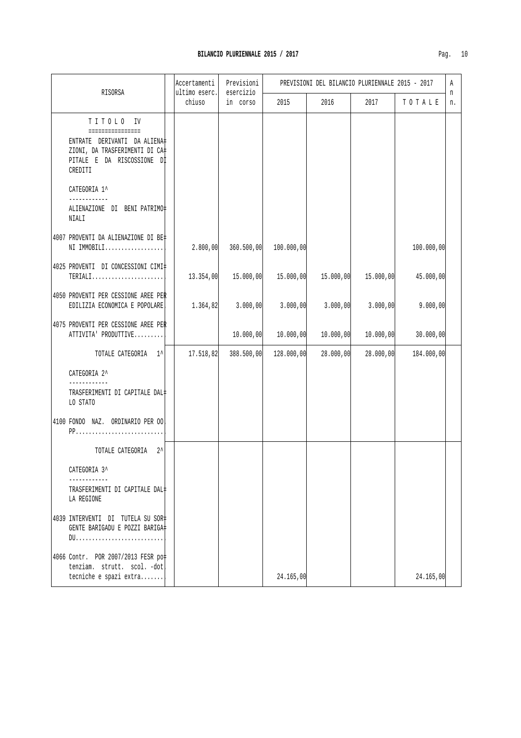# BILANCIO PLURIENNALE 2015 / 2017

| RISORSA | Accertamenti ultimo eserc. chiuso | Previsioni esercizio in corso | PREVISIONI DEL BILANCIO PLURIENNALE 2015 - 2017 | | | | An n. |
|---|---|---|---|---|---|---|---|
| | | | 2015 | 2016 | 2017 | TOTALE | |
| TITOLO IV<br>================<br>ENTRATE DERIVANTI DA ALIENAZIONI, DA TRASFERIMENTI DI CAPITALE E DA RISCOSSIONE DI CREDITI | | | | | | | |
| CATEGORIA 1^<br>------------<br>ALIENAZIONE DI BENI PATRIMONIALI | | | | | | | |
| 4007 PROVENTI DA ALIENAZIONE DI BENI IMMOBILI.................. | 2.800,00 | 360.500,00 | 100.000,00 | | | 100.000,00 | |
| 4025 PROVENTI DI CONCESSIONI CIMITERIALI...................... | 13.354,00 | 15.000,00 | 15.000,00 | 15.000,00 | 15.000,00 | 45.000,00 | |
| 4050 PROVENTI PER CESSIONE AREE PER EDILIZIA ECONOMICA E POPOLARE | 1.364,82 | 3.000,00 | 3.000,00 | 3.000,00 | 3.000,00 | 9.000,00 | |
| 4075 PROVENTI PER CESSIONE AREE PER ATTIVITA' PRODUTTIVE......... | | 10.000,00 | 10.000,00 | 10.000,00 | 10.000,00 | 30.000,00 | |
| TOTALE CATEGORIA 1^ | 17.518,82 | 388.500,00 | 128.000,00 | 28.000,00 | 28.000,00 | 184.000,00 | |
| CATEGORIA 2^<br>------------<br>TRASFERIMENTI DI CAPITALE DALLO STATO | | | | | | | |
| 4100 FONDO NAZ. ORDINARIO PER OO. PP........................... | | | | | | | |
| TOTALE CATEGORIA 2^ | | | | | | | |
| CATEGORIA 3^<br>------------<br>TRASFERIMENTI DI CAPITALE DALLA REGIONE | | | | | | | |
| 4039 INTERVENTI DI TUTELA SU SORGENTE BARIGADU E POZZI BARIGADU........................... | | | | | | | |
| 4066 Contr. POR 2007/2013 FESR potenziam. strutt. scol. -dot. tecniche e spazi extra....... | | | 24.165,00 | | | 24.165,00 | |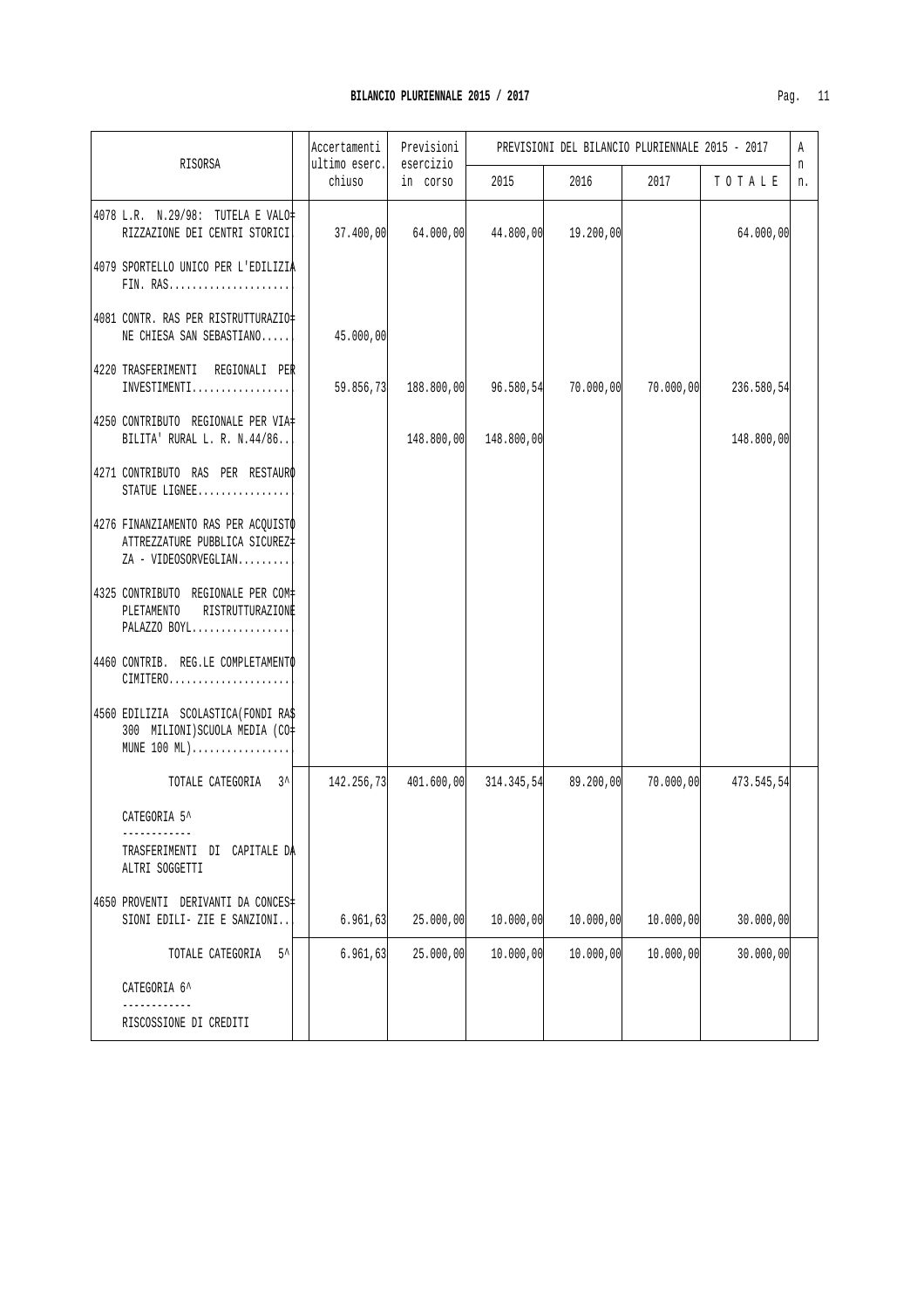# BILANCIO PLURIENNALE 2015 / 2017

| RISORSA | Accertamenti ultimo eserc. chiuso | Previsioni esercizio in corso | PREVISIONI DEL BILANCIO PLURIENNALE 2015 - 2017 | | | | A n n. |
|---|---|---|---|---|---|---|---|
| | | | 2015 | 2016 | 2017 | T O T A L E | |
| 4078 L.R. N.29/98: TUTELA E VALORIZZAZIONE DEI CENTRI STORICI | 37.400,00 | 64.000,00 | 44.800,00 | 19.200,00 | | 64.000,00 | |
| 4079 SPORTELLO UNICO PER L'EDILIZIA FIN. RAS..................... | | | | | | | |
| 4081 CONTR. RAS PER RISTRUTTURAZIONE CHIESA SAN SEBASTIANO..... | 45.000,00 | | | | | | |
| 4220 TRASFERIMENTI REGIONALI PER INVESTIMENTI................. | 59.856,73 | 188.800,00 | 96.580,54 | 70.000,00 | 70.000,00 | 236.580,54 | |
| 4250 CONTRIBUTO REGIONALE PER VIABILITA' RURAL L. R. N.44/86.. | | 148.800,00 | 148.800,00 | | | 148.800,00 | |
| 4271 CONTRIBUTO RAS PER RESTAURO STATUE LIGNEE................ | | | | | | | |
| 4276 FINANZIAMENTO RAS PER ACQUISTO ATTREZZATURE PUBBLICA SICUREZZA - VIDEOSORVEGLIAN......... | | | | | | | |
| 4325 CONTRIBUTO REGIONALE PER COMPLETAMENTO RISTRUTTURAZIONE PALAZZO BOYL................. | | | | | | | |
| 4460 CONTRIB. REG.LE COMPLETAMENTO CIMITERO..................... | | | | | | | |
| 4560 EDILIZIA SCOLASTICA(FONDI RAS 300 MILIONI)SCUOLA MEDIA (COMUNE 100 ML)................. | | | | | | | |
| TOTALE CATEGORIA 3^ | 142.256,73 | 401.600,00 | 314.345,54 | 89.200,00 | 70.000,00 | 473.545,54 | |
| CATEGORIA 5^<br>------------<br>TRASFERIMENTI DI CAPITALE DA ALTRI SOGGETTI | | | | | | | |
| 4650 PROVENTI DERIVANTI DA CONCESSIONI EDILI- ZIE E SANZIONI.. | 6.961,63 | 25.000,00 | 10.000,00 | 10.000,00 | 10.000,00 | 30.000,00 | |
| TOTALE CATEGORIA 5^ | 6.961,63 | 25.000,00 | 10.000,00 | 10.000,00 | 10.000,00 | 30.000,00 | |
| CATEGORIA 6^<br>------------<br>RISCOSSIONE DI CREDITI | | | | | | | |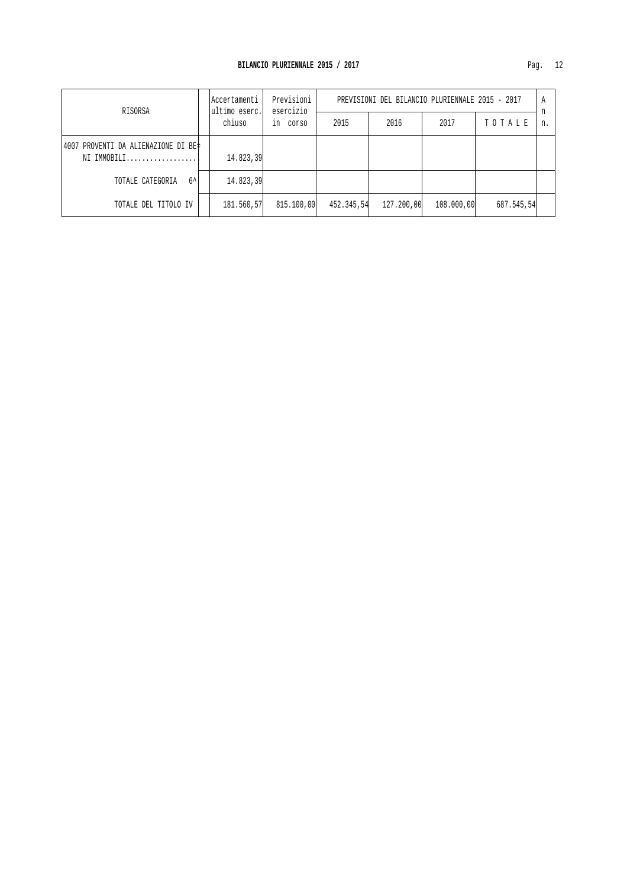**BILANCIO PLURIENNALE 2015 / 2017**

| RISORSA | Accertamenti ultimo eserc. chiuso | Previsioni esercizio in corso | PREVISIONI DEL BILANCIO PLURIENNALE 2015 - 2017 | | | | An n. |
|---|---|---|---|---|---|---|---|
| | | | 2015 | 2016 | 2017 | T O T A L E | |
| 4007 PROVENTI DA ALIENAZIONE DI BENI IMMOBILI.................. | 14.823,39 | | | | | | |
| TOTALE CATEGORIA 6^ | 14.823,39 | | | | | | |
| TOTALE DEL TITOLO IV | 181.560,57 | 815.100,00 | 452.345,54 | 127.200,00 | 108.000,00 | 687.545,54 | |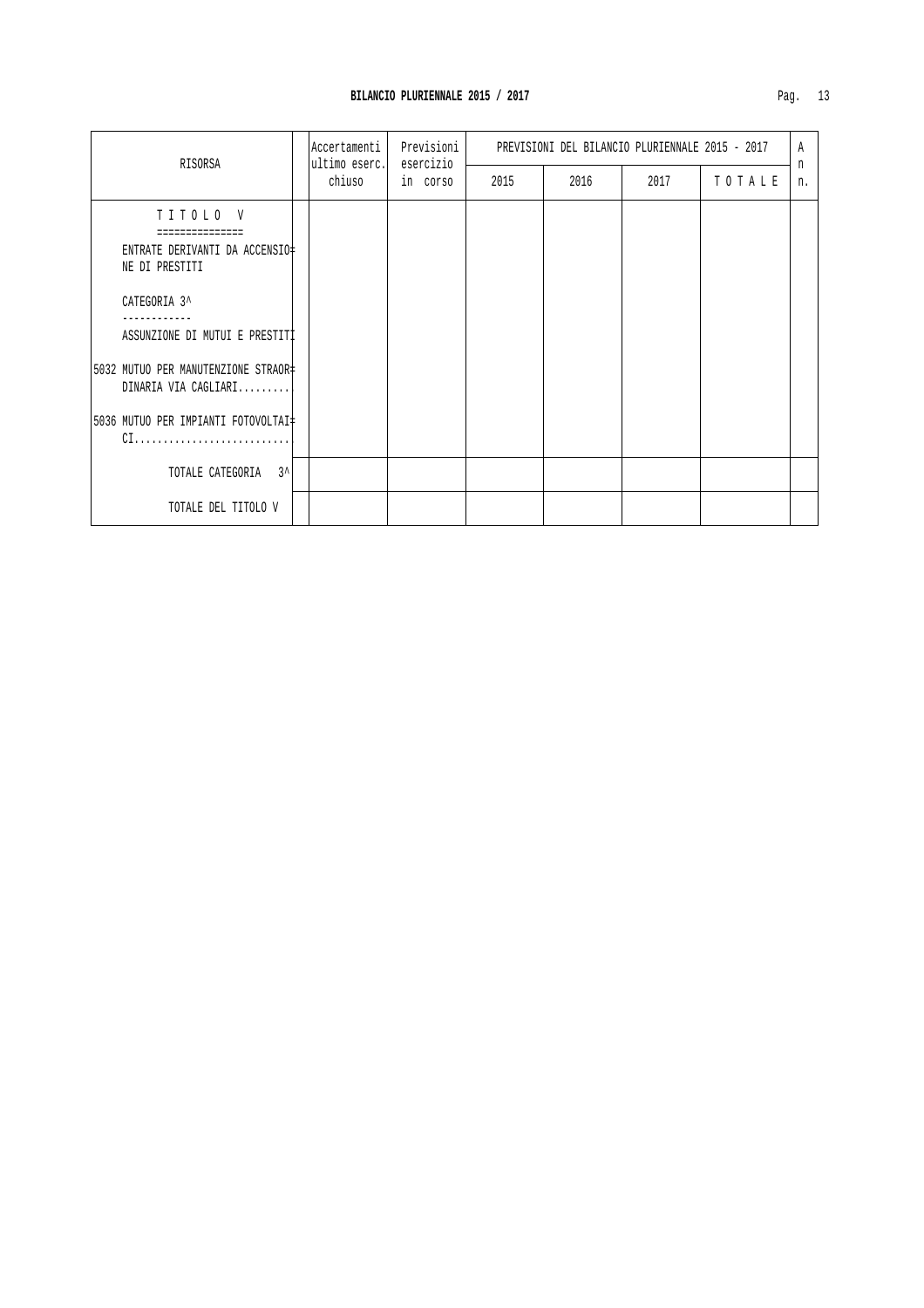## BILANCIO PLURIENNALE 2015 / 2017

| RISORSA | Accertamenti ultimo eserc. chiuso | Previsioni esercizio in corso | PREVISIONI DEL BILANCIO PLURIENNALE 2015 - 2017 | | | | An n. |
|---|---|---|---|---|---|---|---|
| | | | 2015 | 2016 | 2017 | T O T A L E | |
| T I T O L O V<br>===============<br>ENTRATE DERIVANTI DA ACCENSIONE DI PRESTITI | | | | | | | |
| CATEGORIA 3^<br>------------<br>ASSUNZIONE DI MUTUI E PRESTITI | | | | | | | |
| 5032 MUTUO PER MANUTENZIONE STRAORDINARIA VIA CAGLIARI......... | | | | | | | |
| 5036 MUTUO PER IMPIANTI FOTOVOLTAICI........................... | | | | | | | |
| TOTALE CATEGORIA 3^ | | | | | | | |
| TOTALE DEL TITOLO V | | | | | | | |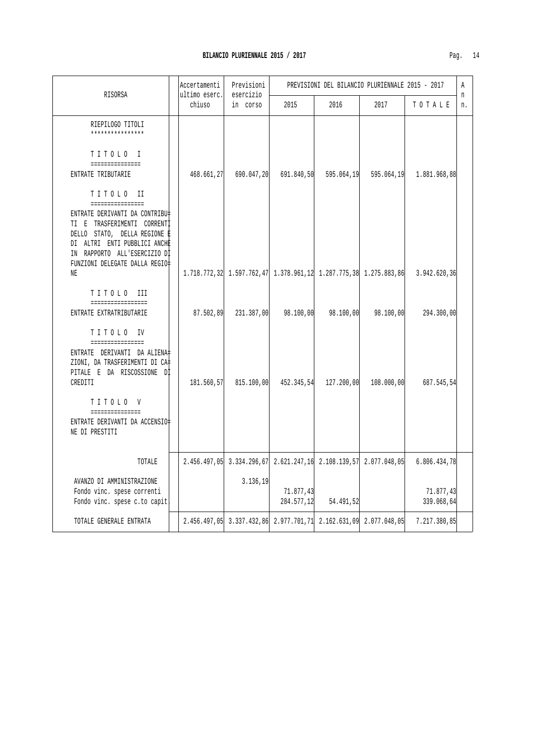| RISORSA | Accertamenti ultimo eserc. chiuso | Previsioni esercizio in corso | PREVISIONI DEL BILANCIO PLURIENNALE 2015 - 2017 | | | | Ann. |
|---|---|---|---|---|---|---|---|
| | | | 2015 | 2016 | 2017 | T O T A L E | |
| RIEPILOGO TITOLI<br>**************** | | | | | | | |
| T I T O L O   I<br>=============== | | | | | | | |
| ENTRATE TRIBUTARIE | 468.661,27 | 690.047,20 | 691.840,50 | 595.064,19 | 595.064,19 | 1.881.968,88 | |
| T I T O L O   II<br>================ | | | | | | | |
| ENTRATE DERIVANTI DA CONTRIBUTI E TRASFERIMENTI CORRENTI DELLO STATO, DELLA REGIONE E DI ALTRI ENTI PUBBLICI ANCHE IN RAPPORTO ALL'ESERCIZIO DI FUNZIONI DELEGATE DALLA REGIONE | 1.718.772,32 | 1.597.762,47 | 1.378.961,12 | 1.287.775,38 | 1.275.883,86 | 3.942.620,36 | |
| T I T O L O   III<br>================= | | | | | | | |
| ENTRATE EXTRATRIBUTARIE | 87.502,89 | 231.387,00 | 98.100,00 | 98.100,00 | 98.100,00 | 294.300,00 | |
| T I T O L O   IV<br>================ | | | | | | | |
| ENTRATE DERIVANTI DA ALIENAZIONI, DA TRASFERIMENTI DI CAPITALE E DA RISCOSSIONE DI CREDITI | 181.560,57 | 815.100,00 | 452.345,54 | 127.200,00 | 108.000,00 | 687.545,54 | |
| T I T O L O   V<br>=============== | | | | | | | |
| ENTRATE DERIVANTI DA ACCENSIONE DI PRESTITI | | | | | | | |
| TOTALE | 2.456.497,05 | 3.334.296,67 | 2.621.247,16 | 2.108.139,57 | 2.077.048,05 | 6.806.434,78 | |
| AVANZO DI AMMINISTRAZIONE | | 3.136,19 | | | | | |
| Fondo vinc. spese correnti | | | 71.877,43 | | | 71.877,43 | |
| Fondo vinc. spese c.to capit. | | | 284.577,12 | 54.491,52 | | 339.068,64 | |
| TOTALE GENERALE ENTRATA | 2.456.497,05 | 3.337.432,86 | 2.977.701,71 | 2.162.631,09 | 2.077.048,05 | 7.217.380,85 | |